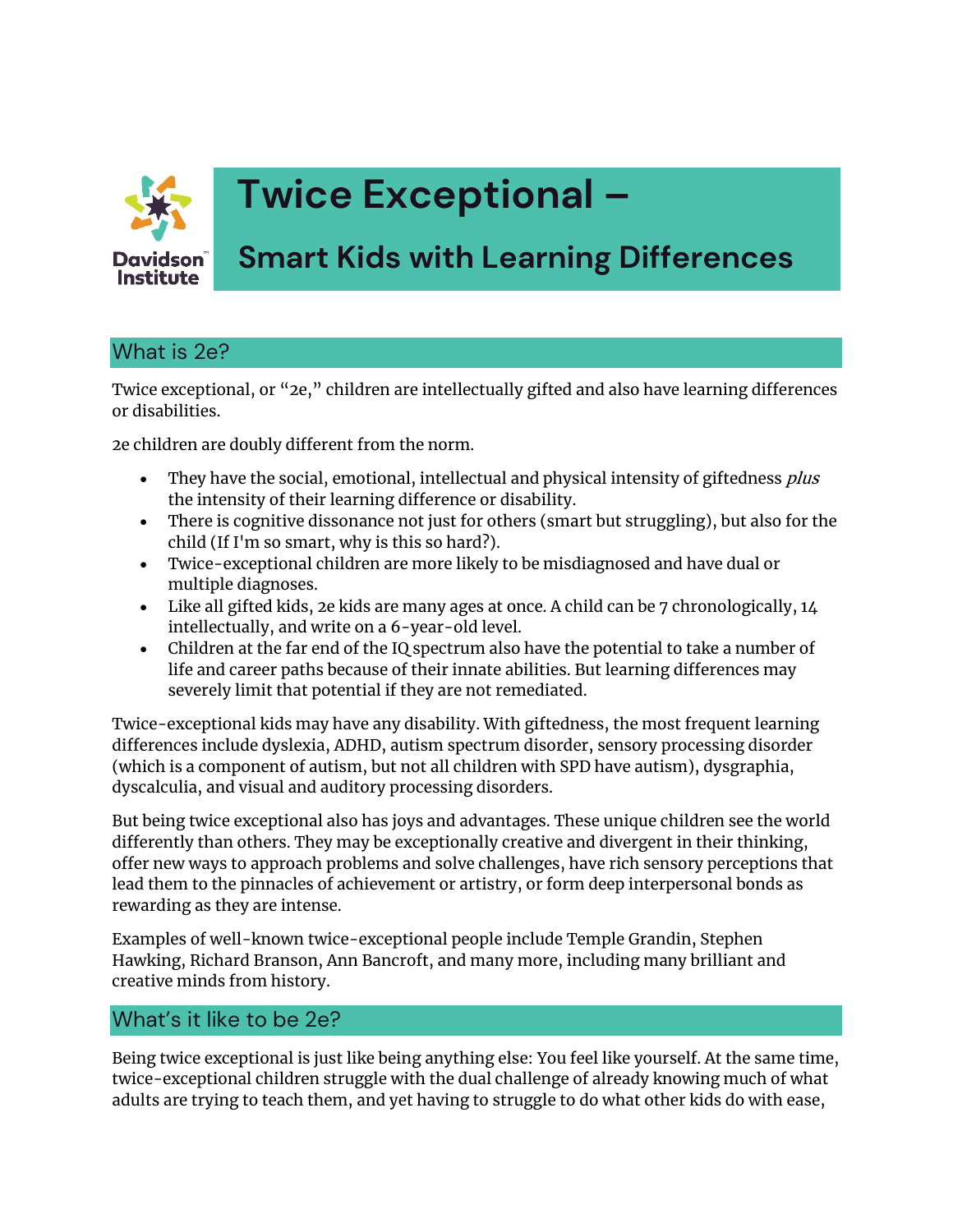# Twice Exceptional – Smart Kids with Learning Differences

## What is 2e?

Twice exceptional, or "2e," children are intellectually gifted and also have learning differences or disabilities.

2e children are doubly different from the norm.

- They have the social, emotional, intellectual and physical intensity of giftedness *plus* the intensity of their learning difference or disability.
- There is cognitive dissonance not just for others (smart but struggling), but also for the child (If I'm so smart, why is this so hard?).
- Twice-exceptional children are more likely to be misdiagnosed and have dual or multiple diagnoses.
- Like all gifted kids, 2e kids are many ages at once. A child can be 7 chronologically, 14 intellectually, and write on a 6-year-old level.
- Children at the far end of the IQ spectrum also have the potential to take a number of life and career paths because of their innate abilities. But learning differences may severely limit that potential if they are not remediated.

Twice-exceptional kids may have any disability. With giftedness, the most frequent learning differences include dyslexia, ADHD, autism spectrum disorder, sensory processing disorder (which is a component of autism, but not all children with SPD have autism), dysgraphia, dyscalculia, and visual and auditory processing disorders.

But being twice exceptional also has joys and advantages. These unique children see the world differently than others. They may be exceptionally creative and divergent in their thinking, offer new ways to approach problems and solve challenges, have rich sensory perceptions that lead them to the pinnacles of achievement or artistry, or form deep interpersonal bonds as rewarding as they are intense.

Examples of well-known twice-exceptional people include Temple Grandin, Stephen Hawking, Richard Branson, Ann Bancroft, and many more, including many brilliant and creative minds from history.

## What's it like to be 2e?

Being twice exceptional is just like being anything else: You feel like yourself. At the same time, twice-exceptional children struggle with the dual challenge of already knowing much of what adults are trying to teach them, and yet having to struggle to do what other kids do with ease,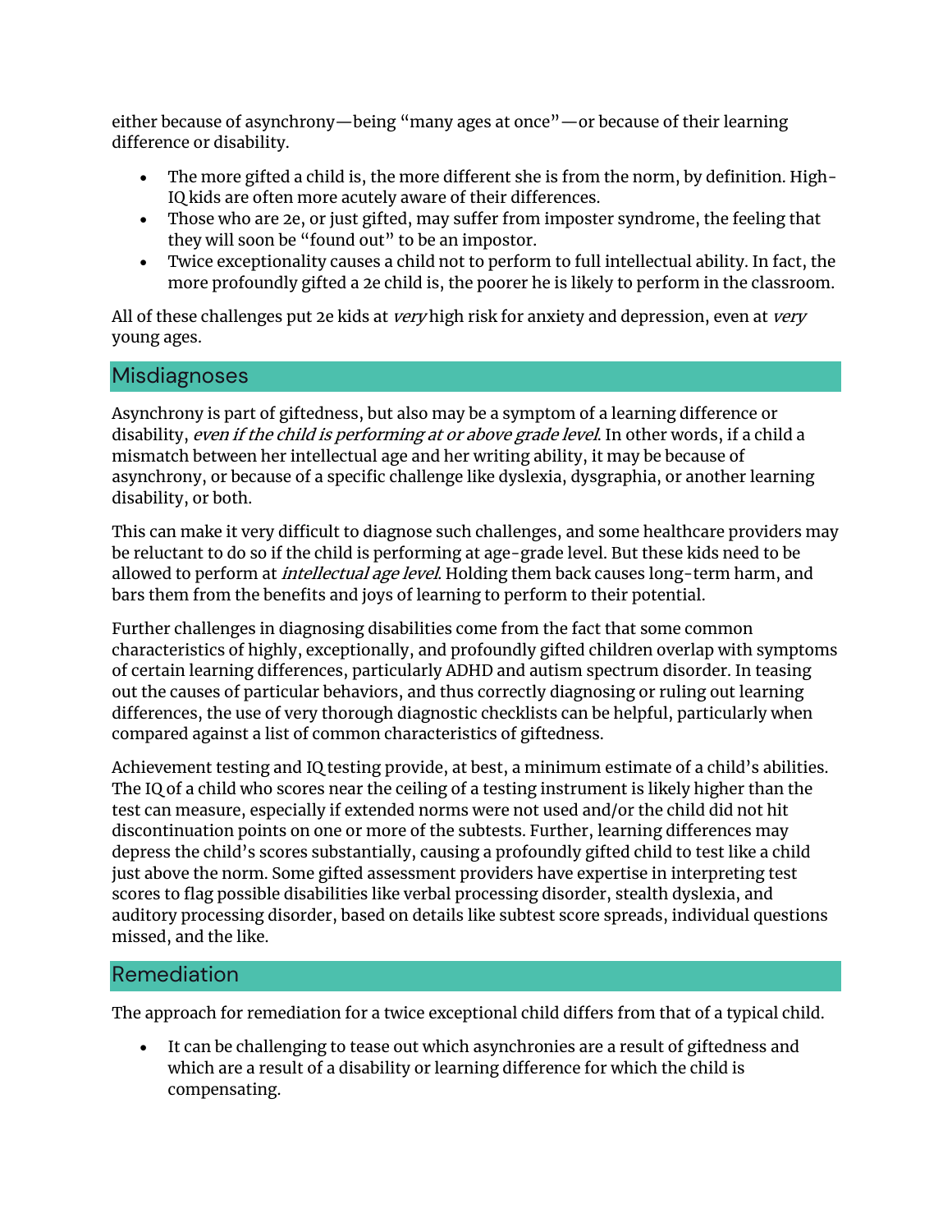either because of asynchrony—being "many ages at once"—or because of their learning difference or disability.

- The more gifted a child is, the more different she is from the norm, by definition. High-IQ kids are often more acutely aware of their differences.
- Those who are 2e, or just gifted, may suffer from imposter syndrome, the feeling that they will soon be "found out" to be an impostor.
- Twice exceptionality causes a child not to perform to full intellectual ability. In fact, the more profoundly gifted a 2e child is, the poorer he is likely to perform in the classroom.

All of these challenges put 2e kids at *very* high risk for anxiety and depression, even at *very* young ages.

## Misdiagnoses

Asynchrony is part of giftedness, but also may be a symptom of a learning difference or disability, *even if the child is performing at or above grade level*. In other words, if a child a mismatch between her intellectual age and her writing ability, it may be because of asynchrony, or because of a specific challenge like dyslexia, dysgraphia, or another learning disability, or both.

This can make it very difficult to diagnose such challenges, and some healthcare providers may be reluctant to do so if the child is performing at age-grade level. But these kids need to be allowed to perform at *intellectual age level*. Holding them back causes long-term harm, and bars them from the benefits and joys of learning to perform to their potential.

Further challenges in diagnosing disabilities come from the fact that some common characteristics of highly, exceptionally, and profoundly gifted children overlap with symptoms of certain learning differences, particularly ADHD and autism spectrum disorder. In teasing out the causes of particular behaviors, and thus correctly diagnosing or ruling out learning differences, the use of very thorough diagnostic checklists can be helpful, particularly when compared against a list of common characteristics of giftedness.

Achievement testing and IQ testing provide, at best, a minimum estimate of a child's abilities. The IQ of a child who scores near the ceiling of a testing instrument is likely higher than the test can measure, especially if extended norms were not used and/or the child did not hit discontinuation points on one or more of the subtests. Further, learning differences may depress the child's scores substantially, causing a profoundly gifted child to test like a child just above the norm. Some gifted assessment providers have expertise in interpreting test scores to flag possible disabilities like verbal processing disorder, stealth dyslexia, and auditory processing disorder, based on details like subtest score spreads, individual questions missed, and the like.

## Remediation

The approach for remediation for a twice exceptional child differs from that of a typical child.

- It can be challenging to tease out which asynchronies are a result of giftedness and which are a result of a disability or learning difference for which the child is compensating.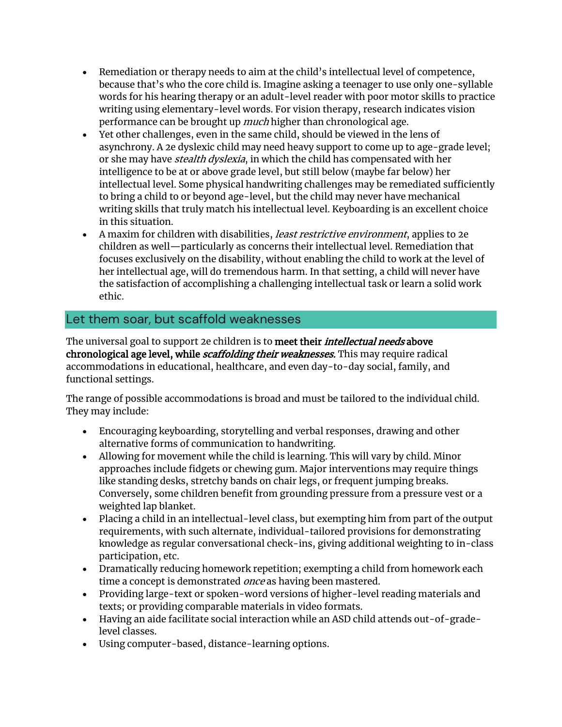- Remediation or therapy needs to aim at the child's intellectual level of competence, because that's who the core child is. Imagine asking a teenager to use only one-syllable words for his hearing therapy or an adult-level reader with poor motor skills to practice writing using elementary-level words. For vision therapy, research indicates vision performance can be brought up *much* higher than chronological age.
- Yet other challenges, even in the same child, should be viewed in the lens of asynchrony. A 2e dyslexic child may need heavy support to come up to age-grade level; or she may have *stealth dyslexia*, in which the child has compensated with her intelligence to be at or above grade level, but still below (maybe far below) her intellectual level. Some physical handwriting challenges may be remediated sufficiently to bring a child to or beyond age-level, but the child may never have mechanical writing skills that truly match his intellectual level. Keyboarding is an excellent choice in this situation.
- A maxim for children with disabilities, *least restrictive environment*, applies to 2e children as well—particularly as concerns their intellectual level. Remediation that focuses exclusively on the disability, without enabling the child to work at the level of her intellectual age, will do tremendous harm. In that setting, a child will never have the satisfaction of accomplishing a challenging intellectual task or learn a solid work ethic.

## Let them soar, but scaffold weaknesses

The universal goal to support 2e children is to **meet their *intellectual needs* above chronological age level, while *scaffolding their weaknesses*.** This may require radical accommodations in educational, healthcare, and even day-to-day social, family, and functional settings.

The range of possible accommodations is broad and must be tailored to the individual child. They may include:

- Encouraging keyboarding, storytelling and verbal responses, drawing and other alternative forms of communication to handwriting.
- Allowing for movement while the child is learning. This will vary by child. Minor approaches include fidgets or chewing gum. Major interventions may require things like standing desks, stretchy bands on chair legs, or frequent jumping breaks. Conversely, some children benefit from grounding pressure from a pressure vest or a weighted lap blanket.
- Placing a child in an intellectual-level class, but exempting him from part of the output requirements, with such alternate, individual-tailored provisions for demonstrating knowledge as regular conversational check-ins, giving additional weighting to in-class participation, etc.
- Dramatically reducing homework repetition; exempting a child from homework each time a concept is demonstrated *once* as having been mastered.
- Providing large-text or spoken-word versions of higher-level reading materials and texts; or providing comparable materials in video formats.
- Having an aide facilitate social interaction while an ASD child attends out-of-grade-level classes.
- Using computer-based, distance-learning options.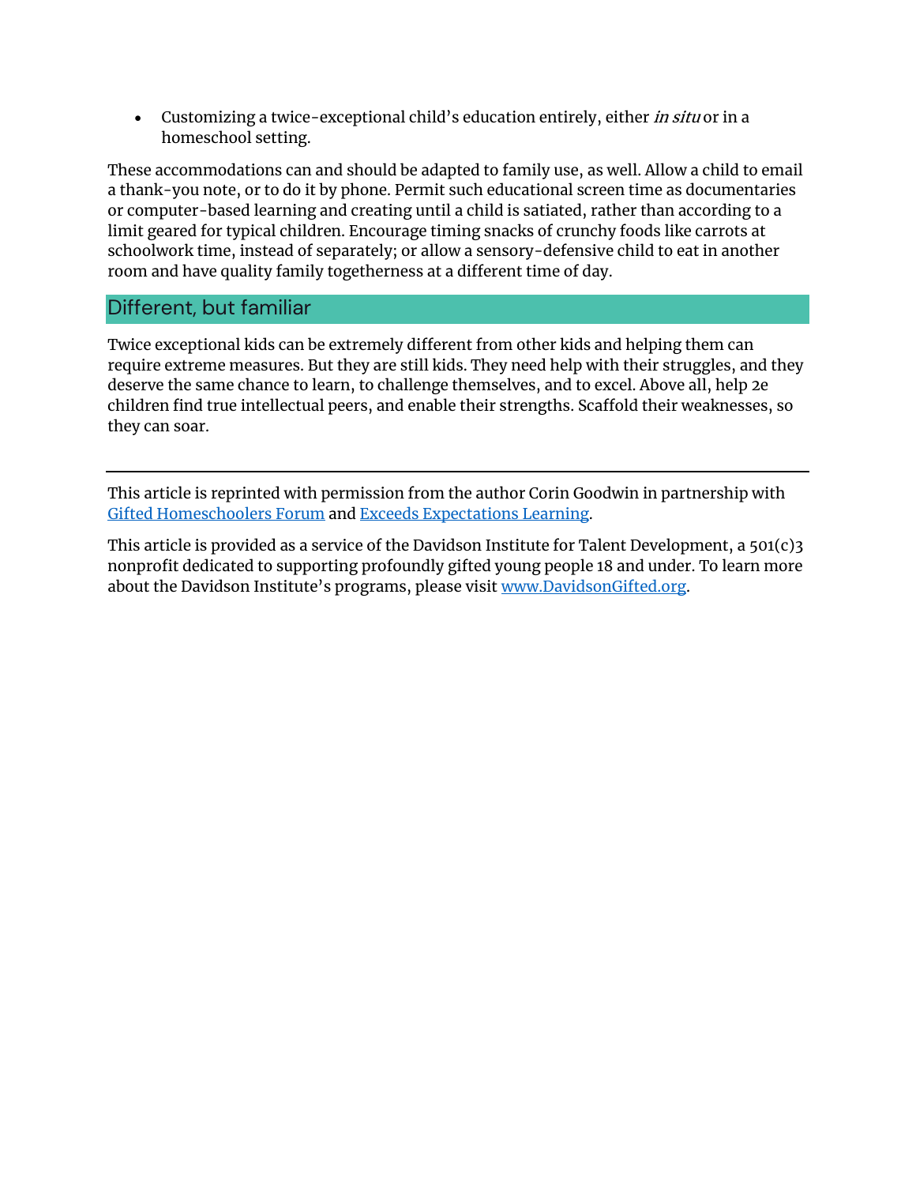- Customizing a twice-exceptional child's education entirely, either *in situ* or in a homeschool setting.

These accommodations can and should be adapted to family use, as well. Allow a child to email a thank-you note, or to do it by phone. Permit such educational screen time as documentaries or computer-based learning and creating until a child is satiated, rather than according to a limit geared for typical children. Encourage timing snacks of crunchy foods like carrots at schoolwork time, instead of separately; or allow a sensory-defensive child to eat in another room and have quality family togetherness at a different time of day.

## Different, but familiar

Twice exceptional kids can be extremely different from other kids and helping them can require extreme measures. But they are still kids. They need help with their struggles, and they deserve the same chance to learn, to challenge themselves, and to excel. Above all, help 2e children find true intellectual peers, and enable their strengths. Scaffold their weaknesses, so they can soar.

---

This article is reprinted with permission from the author Corin Goodwin in partnership with [Gifted Homeschoolers Forum]() and [Exceeds Expectations Learning]().

This article is provided as a service of the Davidson Institute for Talent Development, a 501(c)3 nonprofit dedicated to supporting profoundly gifted young people 18 and under. To learn more about the Davidson Institute's programs, please visit [www.DavidsonGifted.org]().